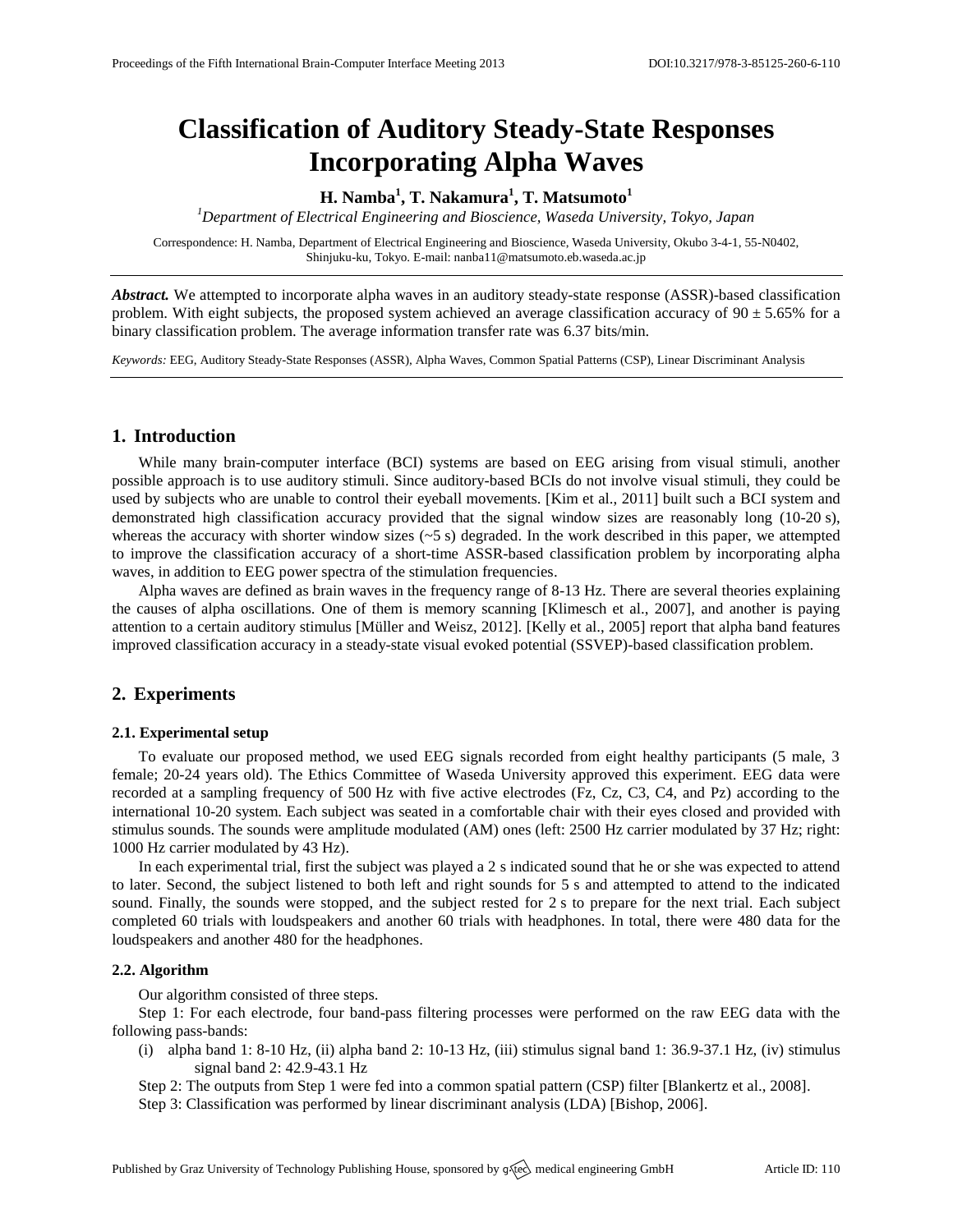# Classification of Auditory Steady-State Responses Incorporating Alpha Waves

**H. Namba[1], T. Nakamura[1], T. Matsumoto[1]**

[1]*Department of Electrical Engineering and Bioscience, Waseda University, Tokyo, Japan*

Correspondence: H. Namba, Department of Electrical Engineering and Bioscience, Waseda University, Okubo 3-4-1, 55-N0402, Shinjuku-ku, Tokyo. E-mail: nanba11@matsumoto.eb.waseda.ac.jp

***Abstract.*** We attempted to incorporate alpha waves in an auditory steady-state response (ASSR)-based classification problem. With eight subjects, the proposed system achieved an average classification accuracy of 90 ± 5.65% for a binary classification problem. The average information transfer rate was 6.37 bits/min.

*Keywords:* EEG, Auditory Steady-State Responses (ASSR), Alpha Waves, Common Spatial Patterns (CSP), Linear Discriminant Analysis

## 1. Introduction

While many brain-computer interface (BCI) systems are based on EEG arising from visual stimuli, another possible approach is to use auditory stimuli. Since auditory-based BCIs do not involve visual stimuli, they could be used by subjects who are unable to control their eyeball movements. [Kim et al., 2011] built such a BCI system and demonstrated high classification accuracy provided that the signal window sizes are reasonably long (10-20 s), whereas the accuracy with shorter window sizes (~5 s) degraded. In the work described in this paper, we attempted to improve the classification accuracy of a short-time ASSR-based classification problem by incorporating alpha waves, in addition to EEG power spectra of the stimulation frequencies.

Alpha waves are defined as brain waves in the frequency range of 8-13 Hz. There are several theories explaining the causes of alpha oscillations. One of them is memory scanning [Klimesch et al., 2007], and another is paying attention to a certain auditory stimulus [Müller and Weisz, 2012]. [Kelly et al., 2005] report that alpha band features improved classification accuracy in a steady-state visual evoked potential (SSVEP)-based classification problem.

## 2. Experiments

### 2.1. Experimental setup

To evaluate our proposed method, we used EEG signals recorded from eight healthy participants (5 male, 3 female; 20-24 years old). The Ethics Committee of Waseda University approved this experiment. EEG data were recorded at a sampling frequency of 500 Hz with five active electrodes (Fz, Cz, C3, C4, and Pz) according to the international 10-20 system. Each subject was seated in a comfortable chair with their eyes closed and provided with stimulus sounds. The sounds were amplitude modulated (AM) ones (left: 2500 Hz carrier modulated by 37 Hz; right: 1000 Hz carrier modulated by 43 Hz).

In each experimental trial, first the subject was played a 2 s indicated sound that he or she was expected to attend to later. Second, the subject listened to both left and right sounds for 5 s and attempted to attend to the indicated sound. Finally, the sounds were stopped, and the subject rested for 2 s to prepare for the next trial. Each subject completed 60 trials with loudspeakers and another 60 trials with headphones. In total, there were 480 data for the loudspeakers and another 480 for the headphones.

### 2.2. Algorithm

Our algorithm consisted of three steps.

Step 1: For each electrode, four band-pass filtering processes were performed on the raw EEG data with the following pass-bands:

(i) alpha band 1: 8-10 Hz, (ii) alpha band 2: 10-13 Hz, (iii) stimulus signal band 1: 36.9-37.1 Hz, (iv) stimulus signal band 2: 42.9-43.1 Hz

Step 2: The outputs from Step 1 were fed into a common spatial pattern (CSP) filter [Blankertz et al., 2008].

Step 3: Classification was performed by linear discriminant analysis (LDA) [Bishop, 2006].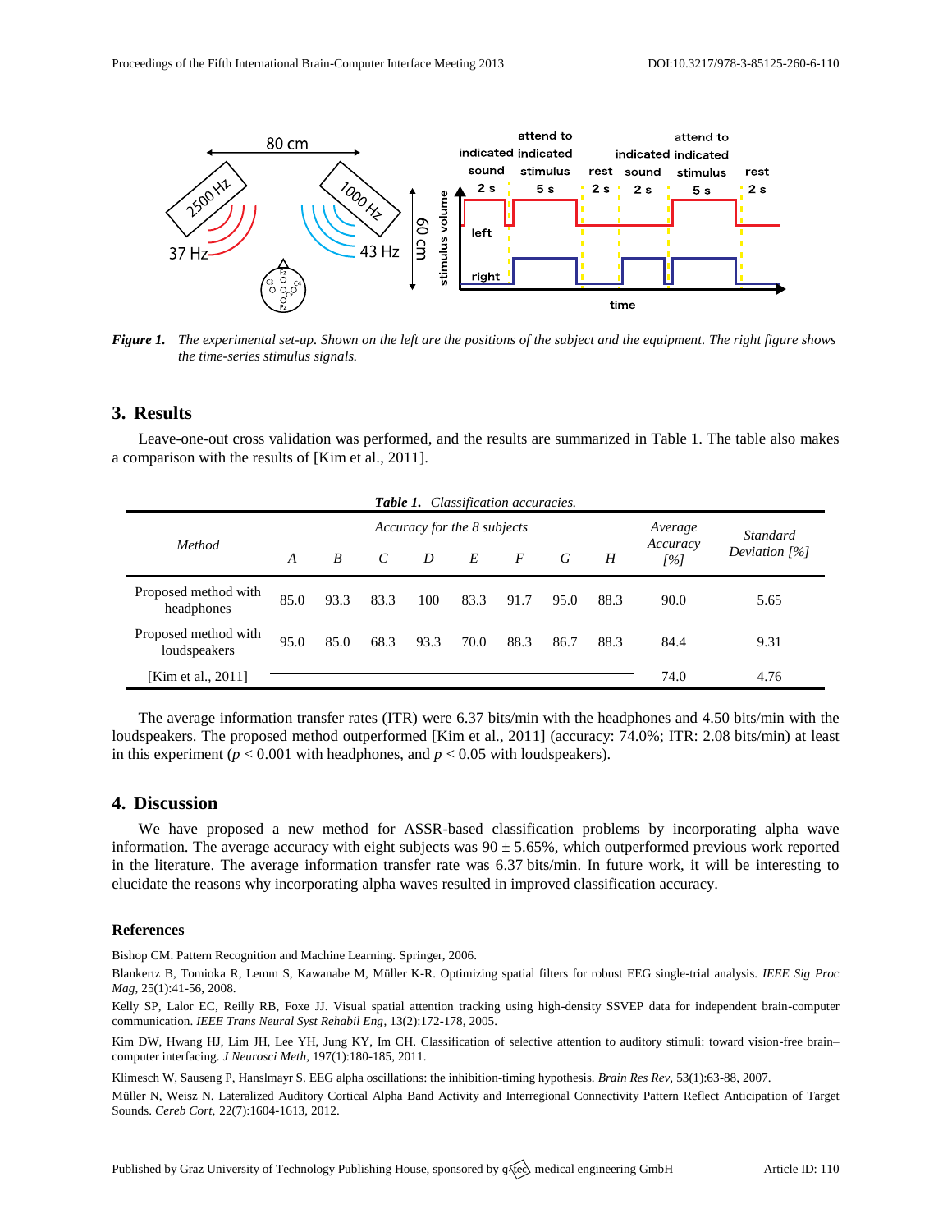80 cm

2500 Hz

1000 Hz

37 Hz

43 Hz

60 cm

stimulus volume

indicated sound 2 s

attend to indicated stimulus 5 s

rest 2 s

indicated sound 2 s

attend to indicated stimulus 5 s

rest 2 s

left

right

time

*Figure 1. The experimental set-up. Shown on the left are the positions of the subject and the equipment. The right figure shows the time-series stimulus signals.*

## 3. Results

Leave-one-out cross validation was performed, and the results are summarized in Table 1. The table also makes a comparison with the results of [Kim et al., 2011].

***Table 1.*** *Classification accuracies.*

| *Method* | *Accuracy for the 8 subjects* | | | | | | | | *Average Accuracy [%]* | *Standard Deviation [%]* |
|---|---|---|---|---|---|---|---|---|---|---|
| | *A* | *B* | *C* | *D* | *E* | *F* | *G* | *H* | | |
| Proposed method with headphones | 85.0 | 93.3 | 83.3 | 100 | 83.3 | 91.7 | 95.0 | 88.3 | 90.0 | 5.65 |
| Proposed method with loudspeakers | 95.0 | 85.0 | 68.3 | 93.3 | 70.0 | 88.3 | 86.7 | 88.3 | 84.4 | 9.31 |
| [Kim et al., 2011] | | | | | | | | | 74.0 | 4.76 |

The average information transfer rates (ITR) were 6.37 bits/min with the headphones and 4.50 bits/min with the loudspeakers. The proposed method outperformed [Kim et al., 2011] (accuracy: 74.0%; ITR: 2.08 bits/min) at least in this experiment ($p < 0.001$ with headphones, and $p < 0.05$ with loudspeakers).

## 4. Discussion

We have proposed a new method for ASSR-based classification problems by incorporating alpha wave information. The average accuracy with eight subjects was $90 \pm 5.65\%$, which outperformed previous work reported in the literature. The average information transfer rate was 6.37 bits/min. In future work, it will be interesting to elucidate the reasons why incorporating alpha waves resulted in improved classification accuracy.

### References

Bishop CM. Pattern Recognition and Machine Learning. Springer, 2006.

Blankertz B, Tomioka R, Lemm S, Kawanabe M, Müller K-R. Optimizing spatial filters for robust EEG single-trial analysis. *IEEE Sig Proc Mag*, 25(1):41-56, 2008.

Kelly SP, Lalor EC, Reilly RB, Foxe JJ. Visual spatial attention tracking using high-density SSVEP data for independent brain-computer communication. *IEEE Trans Neural Syst Rehabil Eng*, 13(2):172-178, 2005.

Kim DW, Hwang HJ, Lim JH, Lee YH, Jung KY, Im CH. Classification of selective attention to auditory stimuli: toward vision-free brain–computer interfacing. *J Neurosci Meth*, 197(1):180-185, 2011.

Klimesch W, Sauseng P, Hanslmayr S. EEG alpha oscillations: the inhibition-timing hypothesis. *Brain Res Rev*, 53(1):63-88, 2007.

Müller N, Weisz N. Lateralized Auditory Cortical Alpha Band Activity and Interregional Connectivity Pattern Reflect Anticipation of Target Sounds. *Cereb Cort*, 22(7):1604-1613, 2012.